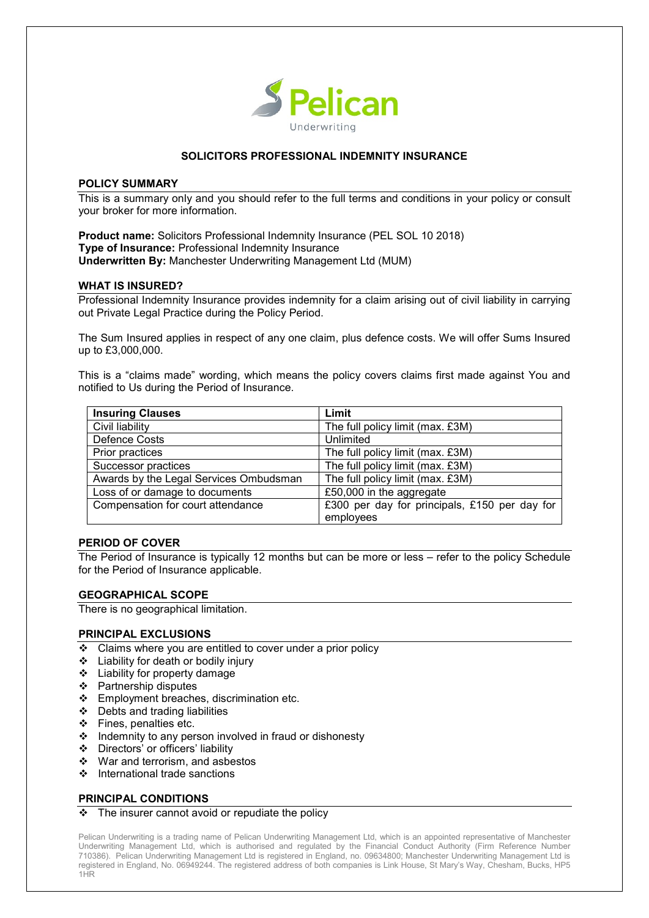Pelican Underwriting

# SOLICITORS PROFESSIONAL INDEMNITY INSURANCE

## POLICY SUMMARY

This is a summary only and you should refer to the full terms and conditions in your policy or consult your broker for more information.

**Product name:** Solicitors Professional Indemnity Insurance (PEL SOL 10 2018)
**Type of Insurance:** Professional Indemnity Insurance
**Underwritten By:** Manchester Underwriting Management Ltd (MUM)

## WHAT IS INSURED?

Professional Indemnity Insurance provides indemnity for a claim arising out of civil liability in carrying out Private Legal Practice during the Policy Period.

The Sum Insured applies in respect of any one claim, plus defence costs. We will offer Sums Insured up to £3,000,000.

This is a "claims made" wording, which means the policy covers claims first made against You and notified to Us during the Period of Insurance.

| Insuring Clauses | Limit |
|---|---|
| Civil liability | The full policy limit (max. £3M) |
| Defence Costs | Unlimited |
| Prior practices | The full policy limit (max. £3M) |
| Successor practices | The full policy limit (max. £3M) |
| Awards by the Legal Services Ombudsman | The full policy limit (max. £3M) |
| Loss of or damage to documents | £50,000 in the aggregate |
| Compensation for court attendance | £300 per day for principals, £150 per day for employees |

## PERIOD OF COVER

The Period of Insurance is typically 12 months but can be more or less – refer to the policy Schedule for the Period of Insurance applicable.

## GEOGRAPHICAL SCOPE

There is no geographical limitation.

## PRINCIPAL EXCLUSIONS

- Claims where you are entitled to cover under a prior policy
- Liability for death or bodily injury
- Liability for property damage
- Partnership disputes
- Employment breaches, discrimination etc.
- Debts and trading liabilities
- Fines, penalties etc.
- Indemnity to any person involved in fraud or dishonesty
- Directors' or officers' liability
- War and terrorism, and asbestos
- International trade sanctions

## PRINCIPAL CONDITIONS

- The insurer cannot avoid or repudiate the policy

Pelican Underwriting is a trading name of Pelican Underwriting Management Ltd, which is an appointed representative of Manchester Underwriting Management Ltd, which is authorised and regulated by the Financial Conduct Authority (Firm Reference Number 710386). Pelican Underwriting Management Ltd is registered in England, no. 09634800; Manchester Underwriting Management Ltd is registered in England, No. 06949244. The registered address of both companies is Link House, St Mary's Way, Chesham, Bucks, HP5 1HR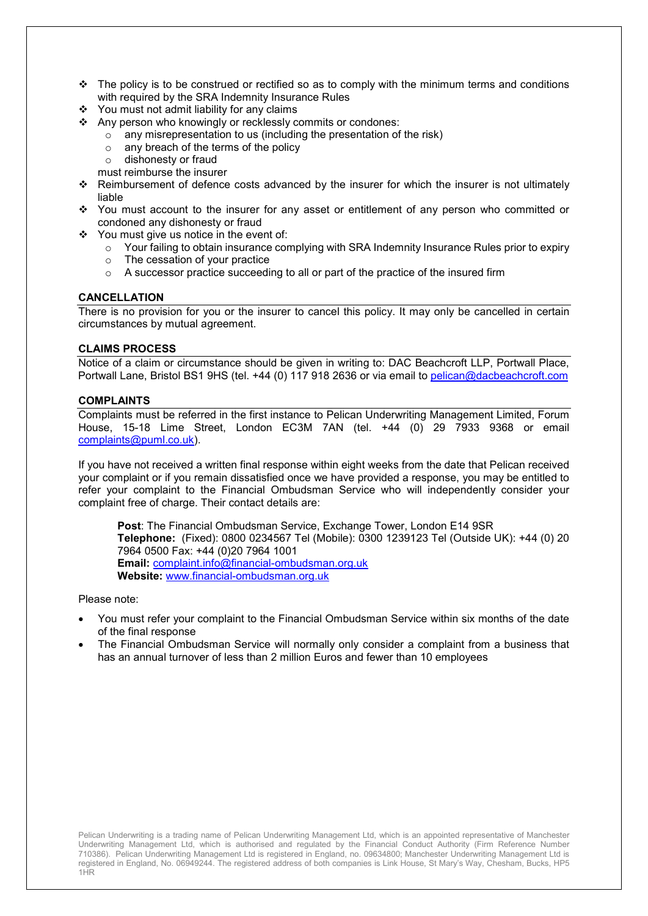- The policy is to be construed or rectified so as to comply with the minimum terms and conditions with required by the SRA Indemnity Insurance Rules
- You must not admit liability for any claims
- Any person who knowingly or recklessly commits or condones:
  - any misrepresentation to us (including the presentation of the risk)
  - any breach of the terms of the policy
  - dishonesty or fraud

  must reimburse the insurer
- Reimbursement of defence costs advanced by the insurer for which the insurer is not ultimately liable
- You must account to the insurer for any asset or entitlement of any person who committed or condoned any dishonesty or fraud
- You must give us notice in the event of:
  - Your failing to obtain insurance complying with SRA Indemnity Insurance Rules prior to expiry
  - The cessation of your practice
  - A successor practice succeeding to all or part of the practice of the insured firm

**CANCELLATION**

There is no provision for you or the insurer to cancel this policy. It may only be cancelled in certain circumstances by mutual agreement.

**CLAIMS PROCESS**

Notice of a claim or circumstance should be given in writing to: DAC Beachcroft LLP, Portwall Place, Portwall Lane, Bristol BS1 9HS (tel. +44 (0) 117 918 2636 or via email to pelican@dacbeachcroft.com

**COMPLAINTS**

Complaints must be referred in the first instance to Pelican Underwriting Management Limited, Forum House, 15-18 Lime Street, London EC3M 7AN (tel. +44 (0) 29 7933 9368 or email complaints@puml.co.uk).

If you have not received a written final response within eight weeks from the date that Pelican received your complaint or if you remain dissatisfied once we have provided a response, you may be entitled to refer your complaint to the Financial Ombudsman Service who will independently consider your complaint free of charge. Their contact details are:

> **Post**: The Financial Ombudsman Service, Exchange Tower, London E14 9SR
> **Telephone:** (Fixed): 0800 0234567 Tel (Mobile): 0300 1239123 Tel (Outside UK): +44 (0) 20 7964 0500 Fax: +44 (0)20 7964 1001
> **Email:** complaint.info@financial-ombudsman.org.uk
> **Website:** www.financial-ombudsman.org.uk

Please note:

- You must refer your complaint to the Financial Ombudsman Service within six months of the date of the final response
- The Financial Ombudsman Service will normally only consider a complaint from a business that has an annual turnover of less than 2 million Euros and fewer than 10 employees

Pelican Underwriting is a trading name of Pelican Underwriting Management Ltd, which is an appointed representative of Manchester Underwriting Management Ltd, which is authorised and regulated by the Financial Conduct Authority (Firm Reference Number 710386). Pelican Underwriting Management Ltd is registered in England, no. 09634800; Manchester Underwriting Management Ltd is registered in England, No. 06949244. The registered address of both companies is Link House, St Mary's Way, Chesham, Bucks, HP5 1HR